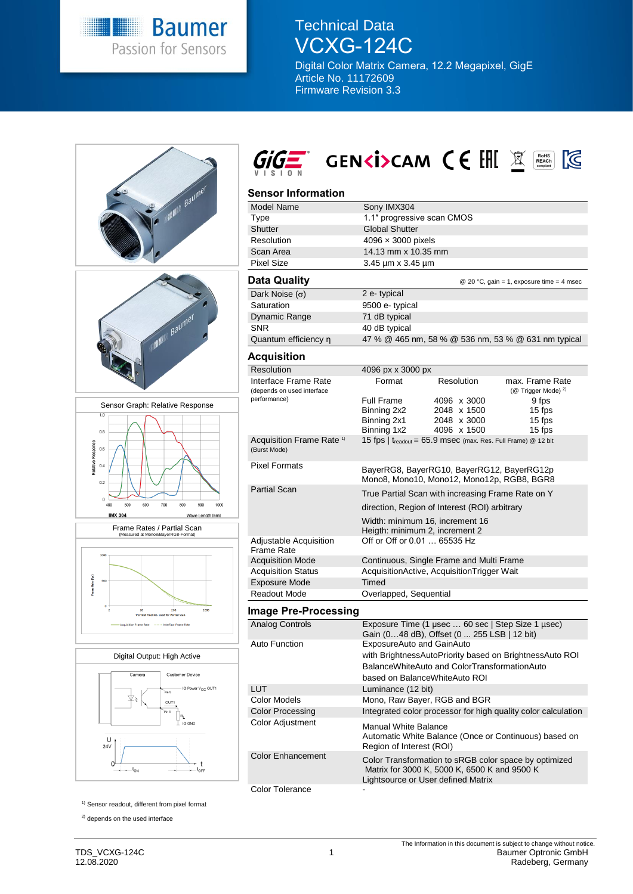# Technical Data
# VCXG-124C

Digital Color Matrix Camera, 12.2 Megapixel, GigE
Article No. 11172609
Firmware Revision 3.3

## Sensor Information

| | |
|---|---|
| Model Name | Sony IMX304 |
| Type | 1.1″ progressive scan CMOS |
| Shutter | Global Shutter |
| Resolution | 4096 × 3000 pixels |
| Scan Area | 14.13 mm x 10.35 mm |
| Pixel Size | 3.45 µm x 3.45 µm |

## Data Quality

@ 20 °C, gain = 1, exposure time = 4 msec

| | |
|---|---|
| Dark Noise (σ) | 2 e- typical |
| Saturation | 9500 e- typical |
| Dynamic Range | 71 dB typical |
| SNR | 40 dB typical |
| Quantum efficiency η | 47 % @ 465 nm, 58 % @ 536 nm, 53 % @ 631 nm typical |

## Acquisition

| | | | |
|---|---|---|---|
| Resolution | 4096 px x 3000 px | | |
| Interface Frame Rate (depends on used interface performance) | Format | Resolution | max. Frame Rate (@ Trigger Mode) [2] |
| | Full Frame | 4096 x 3000 | 9 fps |
| | Binning 2x2 | 2048 x 1500 | 15 fps |
| | Binning 2x1 | 2048 x 3000 | 15 fps |
| | Binning 1x2 | 4096 x 1500 | 15 fps |
| Acquisition Frame Rate [1] (Burst Mode) | 15 fps \| $t_{readout}$ = 65.9 msec (max. Res. Full Frame) @ 12 bit | | |
| Pixel Formats | BayerRG8, BayerRG10, BayerRG12, BayerRG12p Mono8, Mono10, Mono12, Mono12p, RGB8, BGR8 | | |
| Partial Scan | True Partial Scan with increasing Frame Rate on Y direction, Region of Interest (ROI) arbitrary<br>Width: minimum 16, increment 16<br>Heigth: minimum 2, increment 2 | | |
| Adjustable Acquisition Frame Rate | Off or Off or 0.01 … 65535 Hz | | |
| Acquisition Mode | Continuous, Single Frame and Multi Frame | | |
| Acquisition Status | AcquisitionActive, AcquisitionTrigger Wait | | |
| Exposure Mode | Timed | | |
| Readout Mode | Overlapped, Sequential | | |

## Image Pre-Processing

| | |
|---|---|
| Analog Controls | Exposure Time (1 µsec … 60 sec \| Step Size 1 µsec) Gain (0…48 dB), Offset (0 ... 255 LSB \| 12 bit) |
| Auto Function | ExposureAuto and GainAuto with BrightnessAutoPriority based on BrightnessAuto ROI BalanceWhiteAuto and ColorTransformationAuto based on BalanceWhiteAuto ROI |
| LUT | Luminance (12 bit) |
| Color Models | Mono, Raw Bayer, RGB and BGR |
| Color Processing | Integrated color processor for high quality color calculation |
| Color Adjustment | Manual White Balance<br>Automatic White Balance (Once or Continuous) based on Region of Interest (ROI) |
| Color Enhancement | Color Transformation to sRGB color space by optimized Matrix for 3000 K, 5000 K, 6500 K and 9500 K Lightsource or User defined Matrix |
| Color Tolerance | - |

Sensor Graph: Relative Response

Frame Rates / Partial Scan (Measured at Mono8/BayerRG8-Format)

Digital Output: High Active

[1] Sensor readout, different from pixel format

[2] depends on the used interface

TDS_VCXG-124C
12.08.2020

The Information in this document is subject to change without notice.
Baumer Optronic GmbH
Radeberg, Germany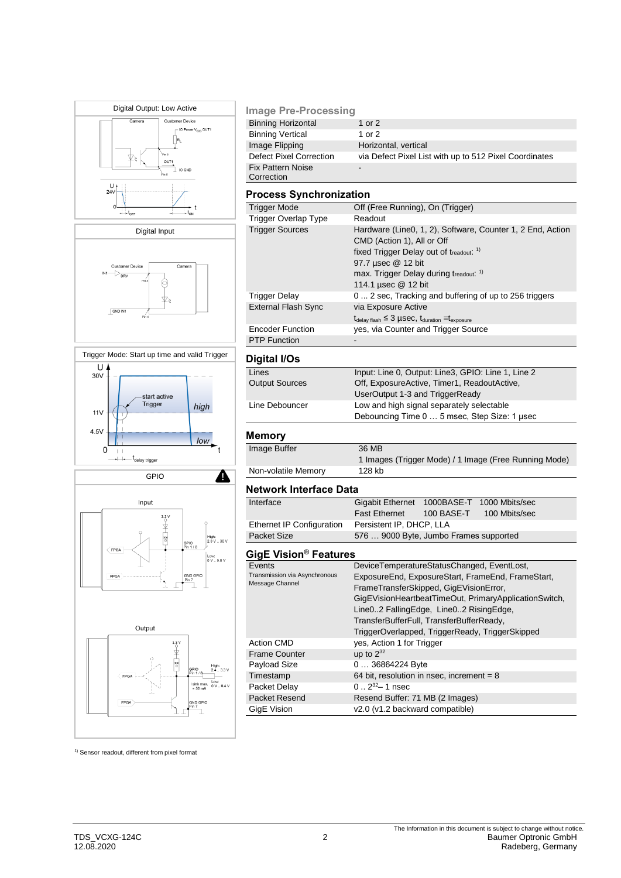Digital Output: Low Active

Digital Input

Trigger Mode: Start up time and valid Trigger

GPIO

## Image Pre-Processing

| | |
|---|---|
| Binning Horizontal | 1 or 2 |
| Binning Vertical | 1 or 2 |
| Image Flipping | Horizontal, vertical |
| Defect Pixel Correction | via Defect Pixel List with up to 512 Pixel Coordinates |
| Fix Pattern Noise Correction | - |

## Process Synchronization

| | |
|---|---|
| Trigger Mode | Off (Free Running), On (Trigger) |
| Trigger Overlap Type | Readout |
| Trigger Sources | Hardware (Line0, 1, 2), Software, Counter 1, 2 End, Action CMD (Action 1), All or Off<br>fixed Trigger Delay out of $t_{readout}$: [1)]<br>97.7 µsec @ 12 bit<br>max. Trigger Delay during $t_{readout}$: [1)]<br>114.1 µsec @ 12 bit |
| Trigger Delay | 0 ... 2 sec, Tracking and buffering of up to 256 triggers |
| External Flash Sync | via Exposure Active<br>$t_{delay\ flash} \leq 3$ µsec, $t_{duration} = t_{exposure}$ |
| Encoder Function | yes, via Counter and Trigger Source |
| PTP Function | - |

## Digital I/Os

| | |
|---|---|
| Lines | Input: Line 0, Output: Line3, GPIO: Line 1, Line 2 |
| Output Sources | Off, ExposureActive, Timer1, ReadoutActive, UserOutput 1-3 and TriggerReady |
| Line Debouncer | Low and high signal separately selectable<br>Debouncing Time 0 … 5 msec, Step Size: 1 µsec |

## Memory

| | |
|---|---|
| Image Buffer | 36 MB<br>1 Images (Trigger Mode) / 1 Image (Free Running Mode) |
| Non-volatile Memory | 128 kb |

## Network Interface Data

| | | | |
|---|---|---|---|
| Interface | Gigabit Ethernet | 1000BASE-T | 1000 Mbits/sec |
| | Fast Ethernet | 100 BASE-T | 100 Mbits/sec |
| Ethernet IP Configuration | Persistent IP, DHCP, LLA | | |
| Packet Size | 576 … 9000 Byte, Jumbo Frames supported | | |

## GigE Vision® Features

| | |
|---|---|
| Events<br>Transmission via Asynchronous Message Channel | DeviceTemperatureStatusChanged, EventLost, ExposureEnd, ExposureStart, FrameEnd, FrameStart, FrameTransferSkipped, GigEVisionError, GigEVisionHeartbeatTimeOut, PrimaryApplicationSwitch, Line0..2 FallingEdge, Line0..2 RisingEdge, TransferBufferFull, TransferBufferReady, TriggerOverlapped, TriggerReady, TriggerSkipped |
| Action CMD | yes, Action 1 for Trigger |
| Frame Counter | up to $2^{32}$ |
| Payload Size | 0 … 36864224 Byte |
| Timestamp | 64 bit, resolution in nsec, increment = 8 |
| Packet Delay | 0 .. $2^{32}$– 1 nsec |
| Packet Resend | Resend Buffer: 71 MB (2 Images) |
| GigE Vision | v2.0 (v1.2 backward compatible) |

[1)] Sensor readout, different from pixel format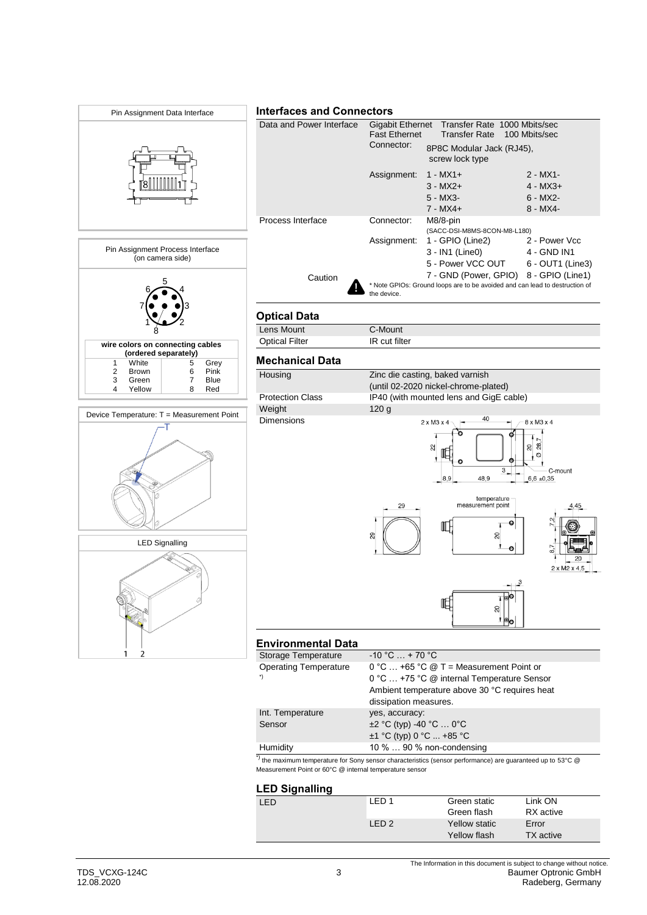Pin Assignment Data Interface

Pin Assignment Process Interface (on camera side)

| wire colors on connecting cables (ordered separately) | | | |
|---|---|---|---|
| 1 | White | 5 | Grey |
| 2 | Brown | 6 | Pink |
| 3 | Green | 7 | Blue |
| 4 | Yellow | 8 | Red |

Device Temperature: T = Measurement Point

LED Signalling

## Interfaces and Connectors

| | | | |
|---|---|---|---|
| Data and Power Interface | Gigabit Ethernet | Transfer Rate 1000 Mbits/sec | |
| | Fast Ethernet | Transfer Rate 100 Mbits/sec | |
| | Connector: | 8P8C Modular Jack (RJ45), screw lock type | |
| | Assignment: | 1 - MX1+ | 2 - MX1- |
| | | 3 - MX2+ | 4 - MX3+ |
| | | 5 - MX3- | 6 - MX2- |
| | | 7 - MX4+ | 8 - MX4- |
| Process Interface | Connector: | M8/8-pin (SACC-DSI-M8MS-8CON-M8-L180) | |
| | Assignment: | 1 - GPIO (Line2) | 2 - Power Vcc |
| | | 3 - IN1 (Line0) | 4 - GND IN1 |
| | | 5 - Power VCC OUT | 6 - OUT1 (Line3) |
| Caution | | 7 - GND (Power, GPIO) | 8 - GPIO (Line1) |

\* Note GPIOs: Ground loops are to be avoided and can lead to destruction of the device.

## Optical Data

| | |
|---|---|
| Lens Mount | C-Mount |
| Optical Filter | IR cut filter |

## Mechanical Data

| | |
|---|---|
| Housing | Zinc die casting, baked varnish (until 02-2020 nickel-chrome-plated) |
| Protection Class | IP40 (with mounted lens and GigE cable) |
| Weight | 120 g |
| Dimensions | |

## Environmental Data

| | |
|---|---|
| Storage Temperature | -10 °C … + 70 °C |
| Operating Temperature *) | 0 °C … +65 °C @ T = Measurement Point or 0 °C … +75 °C @ internal Temperature Sensor. Ambient temperature above 30 °C requires heat dissipation measures. |
| Int. Temperature Sensor | yes, accuracy: ±2 °C (typ) -40 °C … 0°C; ±1 °C (typ) 0 °C ... +85 °C |
| Humidity | 10 % … 90 % non-condensing |

*) the maximum temperature for Sony sensor characteristics (sensor performance) are guaranteed up to 53°C @ Measurement Point or 60°C @ internal temperature sensor

## LED Signalling

| | | | |
|---|---|---|---|
| LED | LED 1 | Green static | Link ON |
| | | Green flash | RX active |
| | LED 2 | Yellow static | Error |
| | | Yellow flash | TX active |

The Information in this document is subject to change without notice.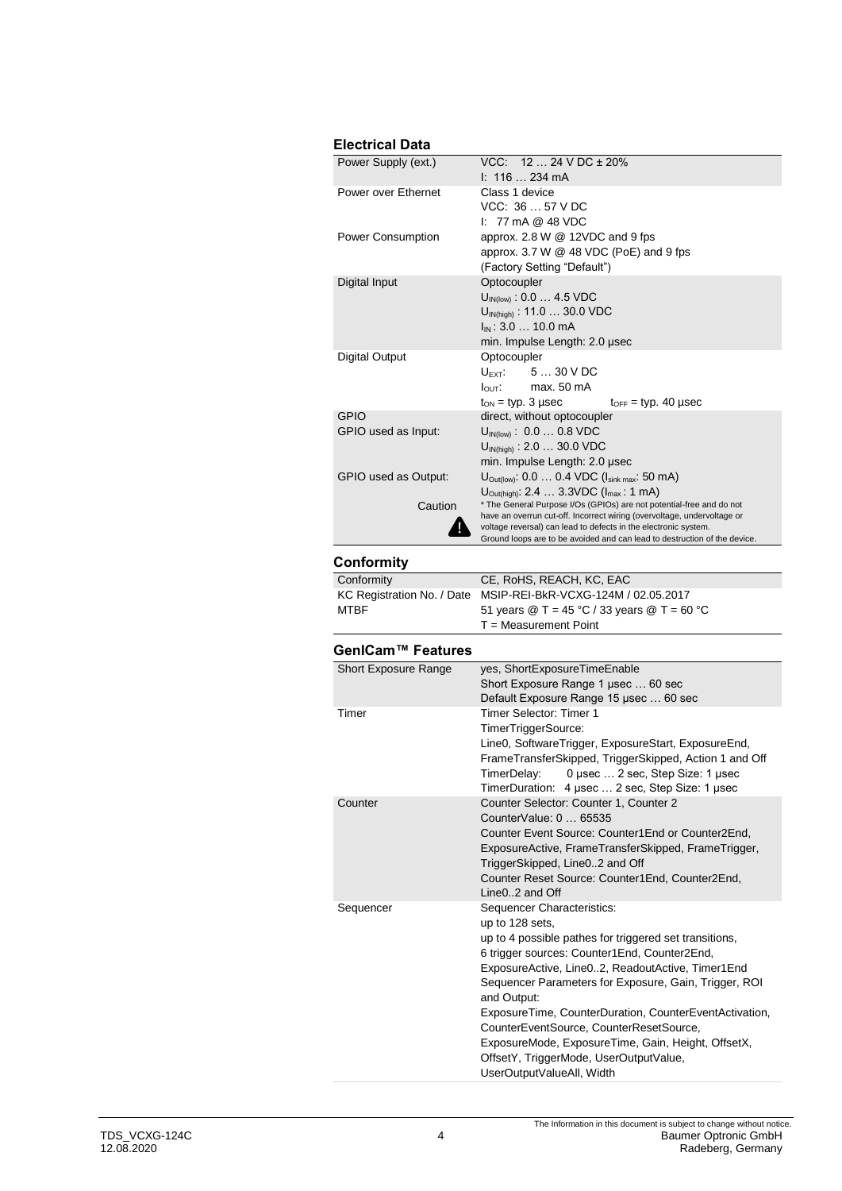## Electrical Data

| | |
|---|---|
| Power Supply (ext.) | VCC: 12 … 24 V DC ± 20%<br>I: 116 … 234 mA |
| Power over Ethernet | Class 1 device<br>VCC: 36 … 57 V DC<br>I: 77 mA @ 48 VDC |
| Power Consumption | approx. 2.8 W @ 12VDC and 9 fps<br>approx. 3.7 W @ 48 VDC (PoE) and 9 fps<br>(Factory Setting "Default") |
| Digital Input | Optocoupler<br>$U_{IN(low)}$ : 0.0 … 4.5 VDC<br>$U_{IN(high)}$ : 11.0 … 30.0 VDC<br>$I_{IN}$ : 3.0 … 10.0 mA<br>min. Impulse Length: 2.0 µsec |
| Digital Output | Optocoupler<br>$U_{EXT}$: 5 … 30 V DC<br>$I_{OUT}$: max. 50 mA<br>$t_{ON}$ = typ. 3 µsec $t_{OFF}$ = typ. 40 µsec |
| GPIO | direct, without optocoupler |
| GPIO used as Input: | $U_{IN(low)}$ : 0.0 … 0.8 VDC<br>$U_{IN(high)}$ : 2.0 … 30.0 VDC<br>min. Impulse Length: 2.0 µsec |
| GPIO used as Output: | $U_{Out(low)}$: 0.0 … 0.4 VDC ($I_{sink\ max}$: 50 mA)<br>$U_{Out(high)}$: 2.4 … 3.3VDC ($I_{max}$ : 1 mA) |
| Caution | * The General Purpose I/Os (GPIOs) are not potential-free and do not have an overrun cut-off. Incorrect wiring (overvoltage, undervoltage or voltage reversal) can lead to defects in the electronic system.<br>Ground loops are to be avoided and can lead to destruction of the device. |

## Conformity

| | |
|---|---|
| Conformity | CE, RoHS, REACH, KC, EAC |
| KC Registration No. / Date | MSIP-REI-BkR-VCXG-124M / 02.05.2017 |
| MTBF | 51 years @ T = 45 °C / 33 years @ T = 60 °C<br>T = Measurement Point |

## GenICam™ Features

| | |
|---|---|
| Short Exposure Range | yes, ShortExposureTimeEnable<br>Short Exposure Range 1 µsec … 60 sec<br>Default Exposure Range 15 µsec … 60 sec |
| Timer | Timer Selector: Timer 1<br>TimerTriggerSource:<br>Line0, SoftwareTrigger, ExposureStart, ExposureEnd, FrameTransferSkipped, TriggerSkipped, Action 1 and Off<br>TimerDelay: 0 µsec … 2 sec, Step Size: 1 µsec<br>TimerDuration: 4 µsec … 2 sec, Step Size: 1 µsec |
| Counter | Counter Selector: Counter 1, Counter 2<br>CounterValue: 0 … 65535<br>Counter Event Source: Counter1End or Counter2End, ExposureActive, FrameTransferSkipped, FrameTrigger, TriggerSkipped, Line0..2 and Off<br>Counter Reset Source: Counter1End, Counter2End, Line0..2 and Off |
| Sequencer | Sequencer Characteristics:<br>up to 128 sets,<br>up to 4 possible pathes for triggered set transitions,<br>6 trigger sources: Counter1End, Counter2End, ExposureActive, Line0..2, ReadoutActive, Timer1End<br>Sequencer Parameters for Exposure, Gain, Trigger, ROI and Output:<br>ExposureTime, CounterDuration, CounterEventActivation, CounterEventSource, CounterResetSource, ExposureMode, ExposureTime, Gain, Height, OffsetX, OffsetY, TriggerMode, UserOutputValue, UserOutputValueAll, Width |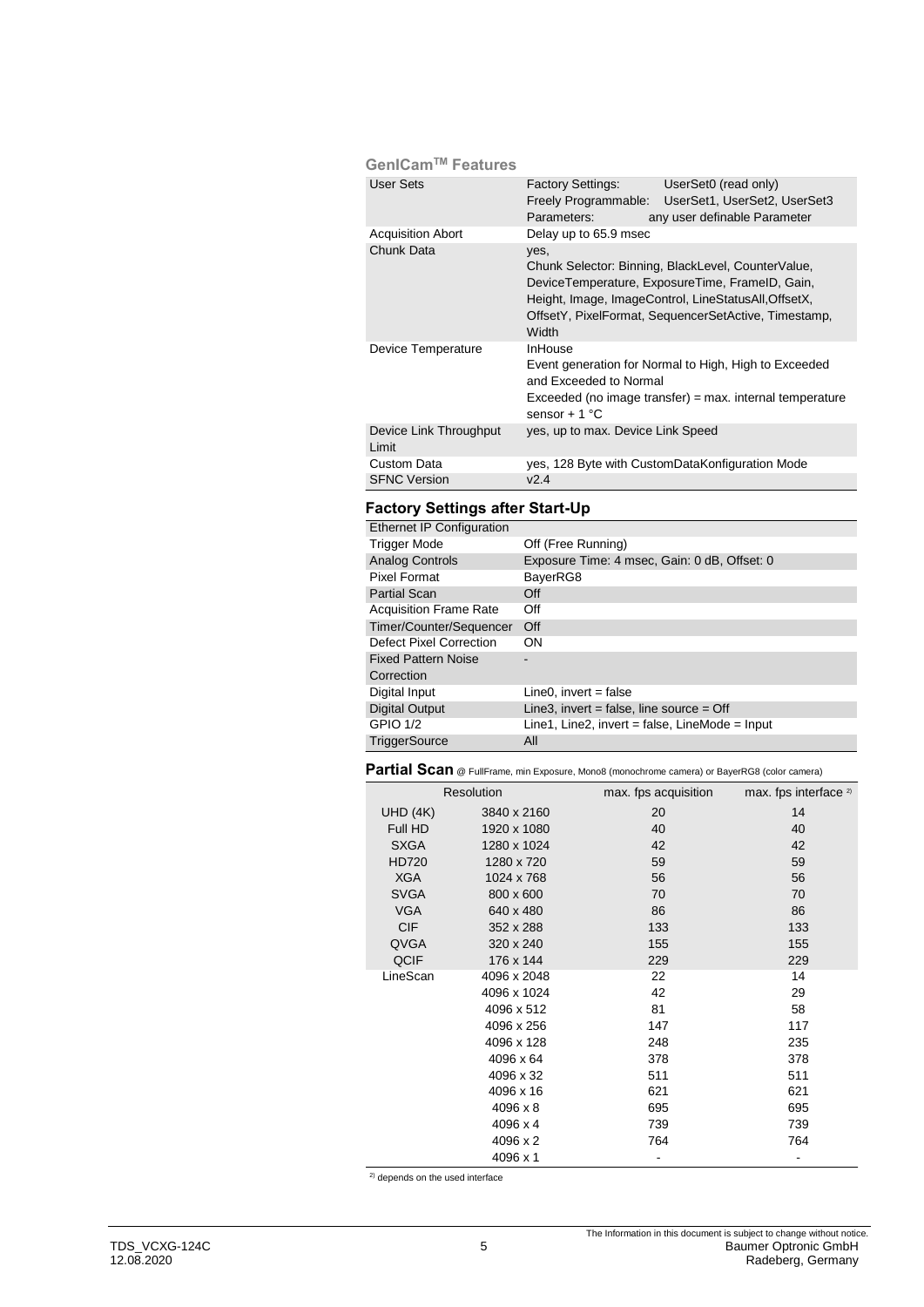### GenICam™ Features

| | |
|---|---|
| User Sets | Factory Settings: UserSet0 (read only)<br>Freely Programmable: UserSet1, UserSet2, UserSet3<br>Parameters: any user definable Parameter |
| Acquisition Abort | Delay up to 65.9 msec |
| Chunk Data | yes,<br>Chunk Selector: Binning, BlackLevel, CounterValue, DeviceTemperature, ExposureTime, FrameID, Gain, Height, Image, ImageControl, LineStatusAll,OffsetX, OffsetY, PixelFormat, SequencerSetActive, Timestamp, Width |
| Device Temperature | InHouse<br>Event generation for Normal to High, High to Exceeded and Exceeded to Normal<br>Exceeded (no image transfer) = max. internal temperature sensor + 1 °C |
| Device Link Throughput Limit | yes, up to max. Device Link Speed |
| Custom Data | yes, 128 Byte with CustomDataKonfiguration Mode |
| SFNC Version | v2.4 |

### Factory Settings after Start-Up

| | |
|---|---|
| Ethernet IP Configuration | |
| Trigger Mode | Off (Free Running) |
| Analog Controls | Exposure Time: 4 msec, Gain: 0 dB, Offset: 0 |
| Pixel Format | BayerRG8 |
| Partial Scan | Off |
| Acquisition Frame Rate | Off |
| Timer/Counter/Sequencer | Off |
| Defect Pixel Correction | ON |
| Fixed Pattern Noise Correction | - |
| Digital Input | Line0, invert = false |
| Digital Output | Line3, invert = false, line source = Off |
| GPIO 1/2 | Line1, Line2, invert = false, LineMode = Input |
| TriggerSource | All |

### Partial Scan @ FullFrame, min Exposure, Mono8 (monochrome camera) or BayerRG8 (color camera)

| Resolution | | max. fps acquisition | max. fps interface [2] |
|---|---|---|---|
| UHD (4K) | 3840 x 2160 | 20 | 14 |
| Full HD | 1920 x 1080 | 40 | 40 |
| SXGA | 1280 x 1024 | 42 | 42 |
| HD720 | 1280 x 720 | 59 | 59 |
| XGA | 1024 x 768 | 56 | 56 |
| SVGA | 800 x 600 | 70 | 70 |
| VGA | 640 x 480 | 86 | 86 |
| CIF | 352 x 288 | 133 | 133 |
| QVGA | 320 x 240 | 155 | 155 |
| QCIF | 176 x 144 | 229 | 229 |
| LineScan | 4096 x 2048 | 22 | 14 |
| | 4096 x 1024 | 42 | 29 |
| | 4096 x 512 | 81 | 58 |
| | 4096 x 256 | 147 | 117 |
| | 4096 x 128 | 248 | 235 |
| | 4096 x 64 | 378 | 378 |
| | 4096 x 32 | 511 | 511 |
| | 4096 x 16 | 621 | 621 |
| | 4096 x 8 | 695 | 695 |
| | 4096 x 4 | 739 | 739 |
| | 4096 x 2 | 764 | 764 |
| | 4096 x 1 | - | - |

[2] depends on the used interface

TDS_VCXG-124C
12.08.2020

The Information in this document is subject to change without notice.
Baumer Optronic GmbH
Radeberg, Germany